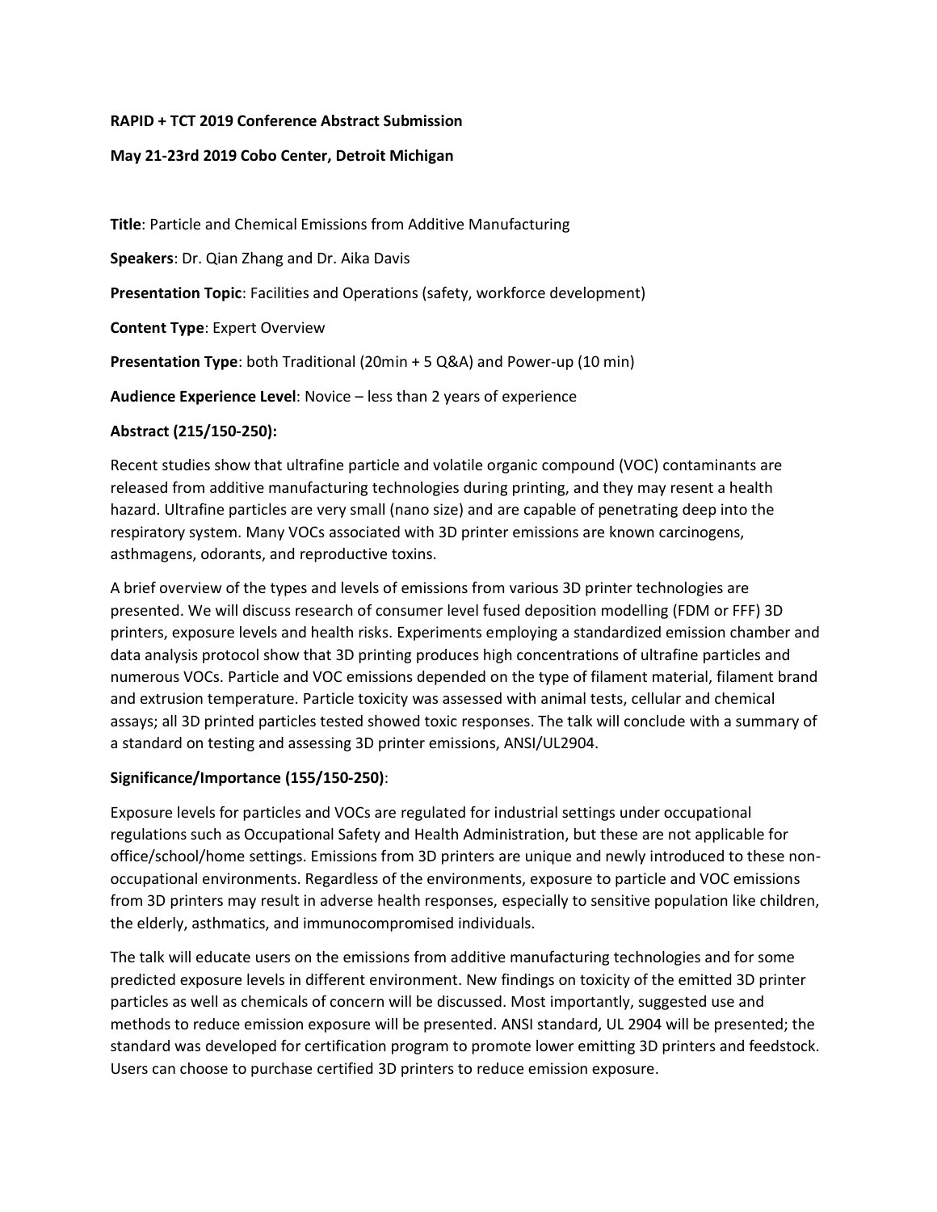**RAPID + TCT 2019 Conference Abstract Submission**

**May 21-23rd 2019 Cobo Center, Detroit Michigan**

**Title**: Particle and Chemical Emissions from Additive Manufacturing

**Speakers**: Dr. Qian Zhang and Dr. Aika Davis

**Presentation Topic**: Facilities and Operations (safety, workforce development)

**Content Type**: Expert Overview

**Presentation Type**: both Traditional (20min + 5 Q&A) and Power-up (10 min)

**Audience Experience Level**: Novice – less than 2 years of experience

**Abstract (215/150-250):**

Recent studies show that ultrafine particle and volatile organic compound (VOC) contaminants are released from additive manufacturing technologies during printing, and they may resent a health hazard. Ultrafine particles are very small (nano size) and are capable of penetrating deep into the respiratory system. Many VOCs associated with 3D printer emissions are known carcinogens, asthmagens, odorants, and reproductive toxins.

A brief overview of the types and levels of emissions from various 3D printer technologies are presented. We will discuss research of consumer level fused deposition modelling (FDM or FFF) 3D printers, exposure levels and health risks. Experiments employing a standardized emission chamber and data analysis protocol show that 3D printing produces high concentrations of ultrafine particles and numerous VOCs. Particle and VOC emissions depended on the type of filament material, filament brand and extrusion temperature. Particle toxicity was assessed with animal tests, cellular and chemical assays; all 3D printed particles tested showed toxic responses. The talk will conclude with a summary of a standard on testing and assessing 3D printer emissions, ANSI/UL2904.

**Significance/Importance (155/150-250)**:

Exposure levels for particles and VOCs are regulated for industrial settings under occupational regulations such as Occupational Safety and Health Administration, but these are not applicable for office/school/home settings. Emissions from 3D printers are unique and newly introduced to these non-occupational environments. Regardless of the environments, exposure to particle and VOC emissions from 3D printers may result in adverse health responses, especially to sensitive population like children, the elderly, asthmatics, and immunocompromised individuals.

The talk will educate users on the emissions from additive manufacturing technologies and for some predicted exposure levels in different environment. New findings on toxicity of the emitted 3D printer particles as well as chemicals of concern will be discussed. Most importantly, suggested use and methods to reduce emission exposure will be presented. ANSI standard, UL 2904 will be presented; the standard was developed for certification program to promote lower emitting 3D printers and feedstock. Users can choose to purchase certified 3D printers to reduce emission exposure.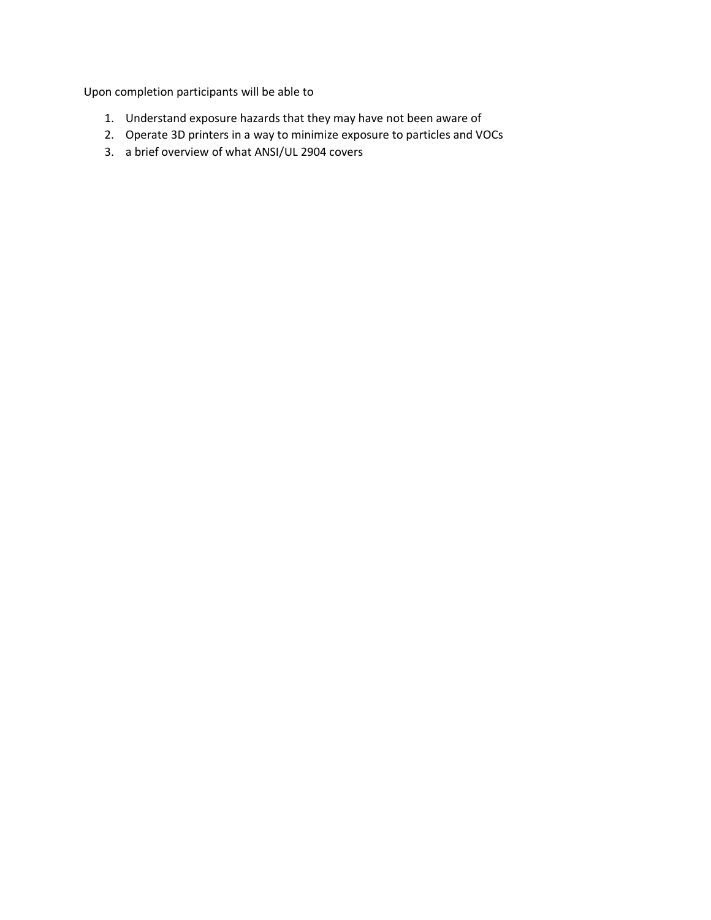Upon completion participants will be able to

1. Understand exposure hazards that they may have not been aware of
2. Operate 3D printers in a way to minimize exposure to particles and VOCs
3. a brief overview of what ANSI/UL 2904 covers